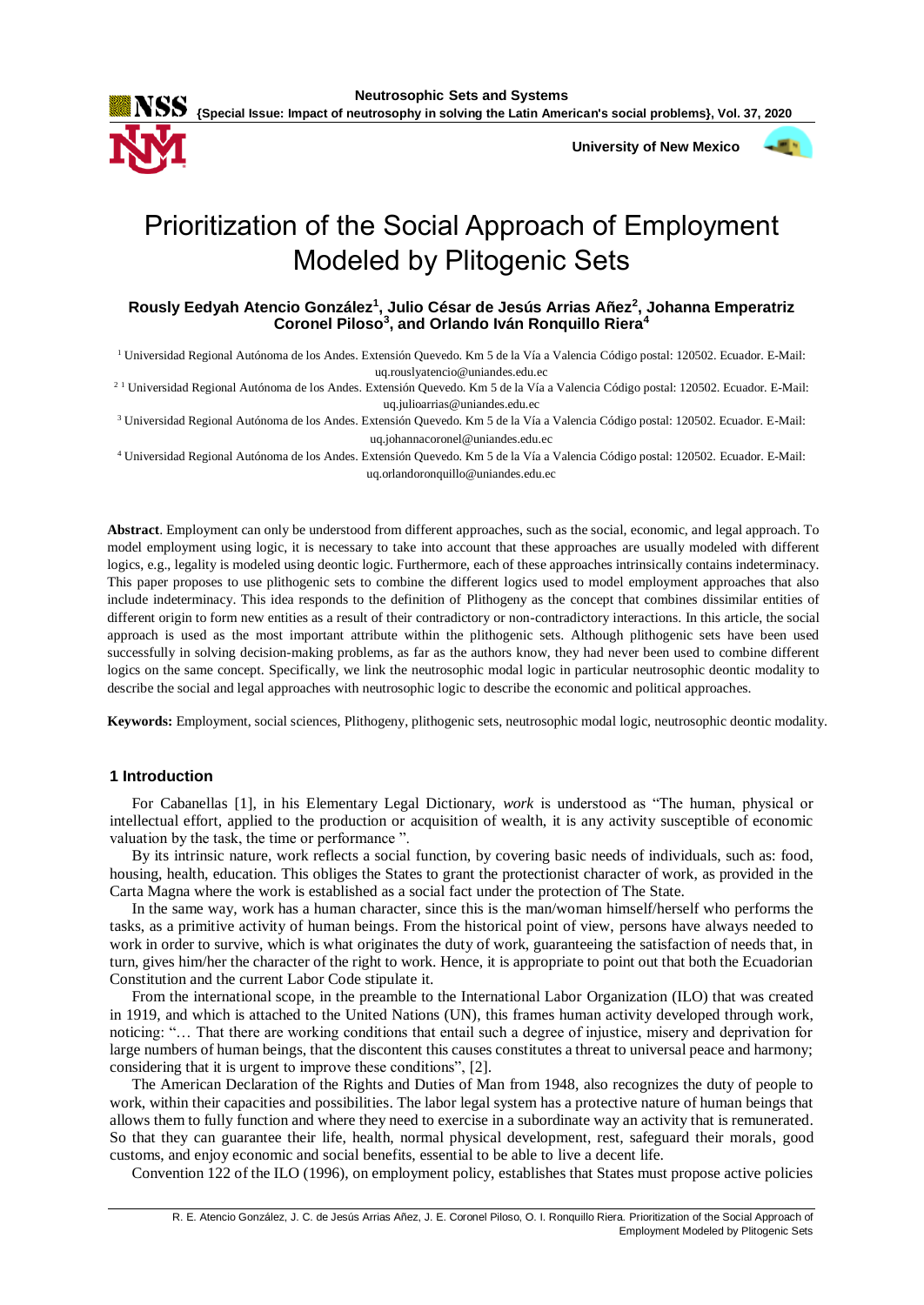# Prioritization of the Social Approach of Employment Modeled by Plitogenic Sets

**Rously Eedyah Atencio González[1], Julio César de Jesús Arrias Añez[2], Johanna Emperatriz Coronel Piloso[3], and Orlando Iván Ronquillo Riera[4]**

[1] Universidad Regional Autónoma de los Andes. Extensión Quevedo. Km 5 de la Vía a Valencia Código postal: 120502. Ecuador. E-Mail: uq.rouslyatencio@uniandes.edu.ec

[2] [1] Universidad Regional Autónoma de los Andes. Extensión Quevedo. Km 5 de la Vía a Valencia Código postal: 120502. Ecuador. E-Mail: uq.julioarrias@uniandes.edu.ec

[3] Universidad Regional Autónoma de los Andes. Extensión Quevedo. Km 5 de la Vía a Valencia Código postal: 120502. Ecuador. E-Mail: uq.johannacoronel@uniandes.edu.ec

[4] Universidad Regional Autónoma de los Andes. Extensión Quevedo. Km 5 de la Vía a Valencia Código postal: 120502. Ecuador. E-Mail: uq.orlandoronquillo@uniandes.edu.ec

**Abstract**. Employment can only be understood from different approaches, such as the social, economic, and legal approach. To model employment using logic, it is necessary to take into account that these approaches are usually modeled with different logics, e.g., legality is modeled using deontic logic. Furthermore, each of these approaches intrinsically contains indeterminacy. This paper proposes to use plithogenic sets to combine the different logics used to model employment approaches that also include indeterminacy. This idea responds to the definition of Plithogeny as the concept that combines dissimilar entities of different origin to form new entities as a result of their contradictory or non-contradictory interactions. In this article, the social approach is used as the most important attribute within the plithogenic sets. Although plithogenic sets have been used successfully in solving decision-making problems, as far as the authors know, they had never been used to combine different logics on the same concept. Specifically, we link the neutrosophic modal logic in particular neutrosophic deontic modality to describe the social and legal approaches with neutrosophic logic to describe the economic and political approaches.

**Keywords:** Employment, social sciences, Plithogeny, plithogenic sets, neutrosophic modal logic, neutrosophic deontic modality.

## 1 Introduction

For Cabanellas [1], in his Elementary Legal Dictionary, *work* is understood as "The human, physical or intellectual effort, applied to the production or acquisition of wealth, it is any activity susceptible of economic valuation by the task, the time or performance ".

By its intrinsic nature, work reflects a social function, by covering basic needs of individuals, such as: food, housing, health, education. This obliges the States to grant the protectionist character of work, as provided in the Carta Magna where the work is established as a social fact under the protection of The State.

In the same way, work has a human character, since this is the man/woman himself/herself who performs the tasks, as a primitive activity of human beings. From the historical point of view, persons have always needed to work in order to survive, which is what originates the duty of work, guaranteeing the satisfaction of needs that, in turn, gives him/her the character of the right to work. Hence, it is appropriate to point out that both the Ecuadorian Constitution and the current Labor Code stipulate it.

From the international scope, in the preamble to the International Labor Organization (ILO) that was created in 1919, and which is attached to the United Nations (UN), this frames human activity developed through work, noticing: "… That there are working conditions that entail such a degree of injustice, misery and deprivation for large numbers of human beings, that the discontent this causes constitutes a threat to universal peace and harmony; considering that it is urgent to improve these conditions", [2].

The American Declaration of the Rights and Duties of Man from 1948, also recognizes the duty of people to work, within their capacities and possibilities. The labor legal system has a protective nature of human beings that allows them to fully function and where they need to exercise in a subordinate way an activity that is remunerated. So that they can guarantee their life, health, normal physical development, rest, safeguard their morals, good customs, and enjoy economic and social benefits, essential to be able to live a decent life.

Convention 122 of the ILO (1996), on employment policy, establishes that States must propose active policies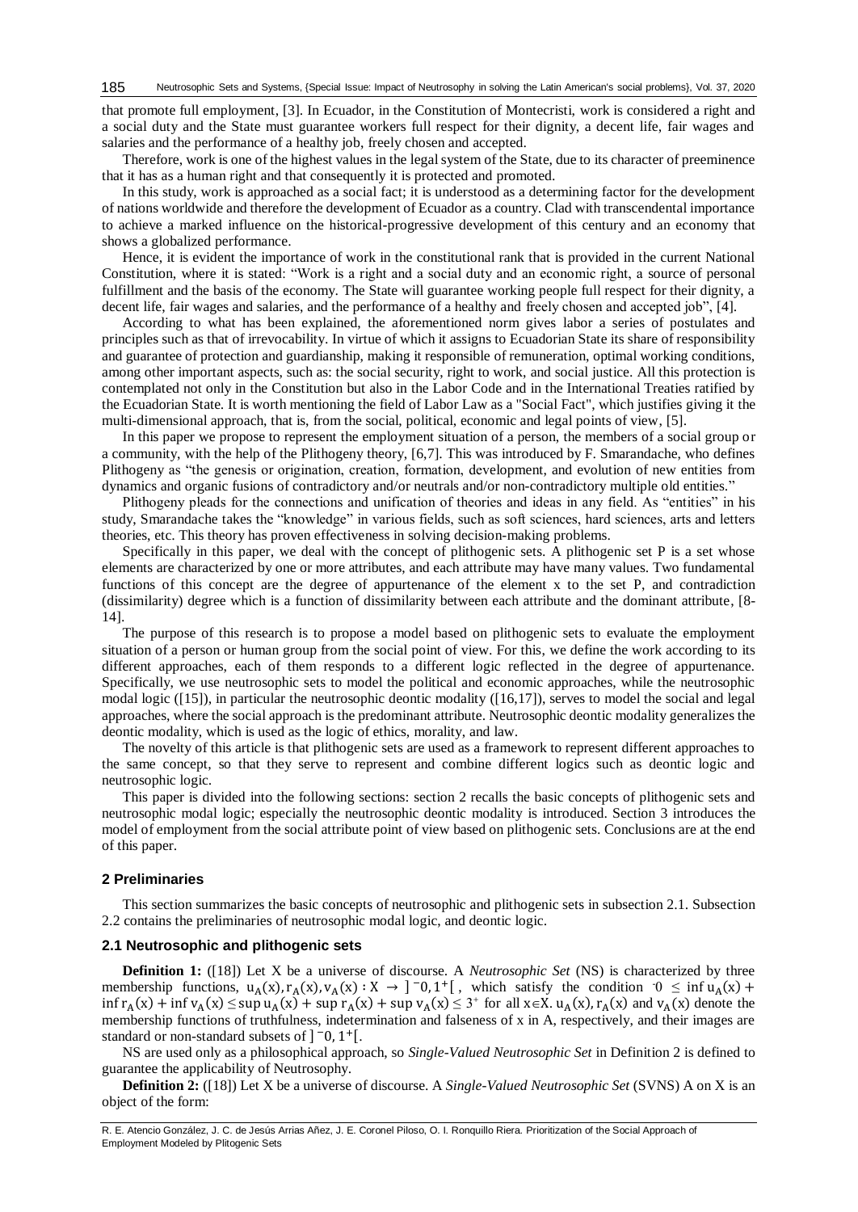that promote full employment, [3]. In Ecuador, in the Constitution of Montecristi, work is considered a right and a social duty and the State must guarantee workers full respect for their dignity, a decent life, fair wages and salaries and the performance of a healthy job, freely chosen and accepted.

Therefore, work is one of the highest values in the legal system of the State, due to its character of preeminence that it has as a human right and that consequently it is protected and promoted.

In this study, work is approached as a social fact; it is understood as a determining factor for the development of nations worldwide and therefore the development of Ecuador as a country. Clad with transcendental importance to achieve a marked influence on the historical-progressive development of this century and an economy that shows a globalized performance.

Hence, it is evident the importance of work in the constitutional rank that is provided in the current National Constitution, where it is stated: "Work is a right and a social duty and an economic right, a source of personal fulfillment and the basis of the economy. The State will guarantee working people full respect for their dignity, a decent life, fair wages and salaries, and the performance of a healthy and freely chosen and accepted job", [4].

According to what has been explained, the aforementioned norm gives labor a series of postulates and principles such as that of irrevocability. In virtue of which it assigns to Ecuadorian State its share of responsibility and guarantee of protection and guardianship, making it responsible of remuneration, optimal working conditions, among other important aspects, such as: the social security, right to work, and social justice. All this protection is contemplated not only in the Constitution but also in the Labor Code and in the International Treaties ratified by the Ecuadorian State. It is worth mentioning the field of Labor Law as a "Social Fact", which justifies giving it the multi-dimensional approach, that is, from the social, political, economic and legal points of view, [5].

In this paper we propose to represent the employment situation of a person, the members of a social group or a community, with the help of the Plithogeny theory, [6,7]. This was introduced by F. Smarandache, who defines Plithogeny as "the genesis or origination, creation, formation, development, and evolution of new entities from dynamics and organic fusions of contradictory and/or neutrals and/or non-contradictory multiple old entities."

Plithogeny pleads for the connections and unification of theories and ideas in any field. As "entities" in his study, Smarandache takes the "knowledge" in various fields, such as soft sciences, hard sciences, arts and letters theories, etc. This theory has proven effectiveness in solving decision-making problems.

Specifically in this paper, we deal with the concept of plithogenic sets. A plithogenic set P is a set whose elements are characterized by one or more attributes, and each attribute may have many values. Two fundamental functions of this concept are the degree of appurtenance of the element x to the set P, and contradiction (dissimilarity) degree which is a function of dissimilarity between each attribute and the dominant attribute, [8-14].

The purpose of this research is to propose a model based on plithogenic sets to evaluate the employment situation of a person or human group from the social point of view. For this, we define the work according to its different approaches, each of them responds to a different logic reflected in the degree of appurtenance. Specifically, we use neutrosophic sets to model the political and economic approaches, while the neutrosophic modal logic ([15]), in particular the neutrosophic deontic modality ([16,17]), serves to model the social and legal approaches, where the social approach is the predominant attribute. Neutrosophic deontic modality generalizes the deontic modality, which is used as the logic of ethics, morality, and law.

The novelty of this article is that plithogenic sets are used as a framework to represent different approaches to the same concept, so that they serve to represent and combine different logics such as deontic logic and neutrosophic logic.

This paper is divided into the following sections: section 2 recalls the basic concepts of plithogenic sets and neutrosophic modal logic; especially the neutrosophic deontic modality is introduced. Section 3 introduces the model of employment from the social attribute point of view based on plithogenic sets. Conclusions are at the end of this paper.

## 2 Preliminaries

This section summarizes the basic concepts of neutrosophic and plithogenic sets in subsection 2.1. Subsection 2.2 contains the preliminaries of neutrosophic modal logic, and deontic logic.

### 2.1 Neutrosophic and plithogenic sets

**Definition 1:** ([18]) Let X be a universe of discourse. A *Neutrosophic Set* (NS) is characterized by three membership functions, $u_A(x), r_A(x), v_A(x) : X \rightarrow \,]^{-}0, 1^{+}[$, which satisfy the condition $^{-}0 \leq \inf u_A(x) + \inf r_A(x) + \inf v_A(x) \leq \sup u_A(x) + \sup r_A(x) + \sup v_A(x) \leq 3^{+}$ for all $x \in X$. $u_A(x), r_A(x)$ and $v_A(x)$ denote the membership functions of truthfulness, indetermination and falseness of x in A, respectively, and their images are standard or non-standard subsets of $]^{-}0, 1^{+}[$.

NS are used only as a philosophical approach, so *Single-Valued Neutrosophic Set* in Definition 2 is defined to guarantee the applicability of Neutrosophy.

**Definition 2:** ([18]) Let X be a universe of discourse. A *Single-Valued Neutrosophic Set* (SVNS) A on X is an object of the form: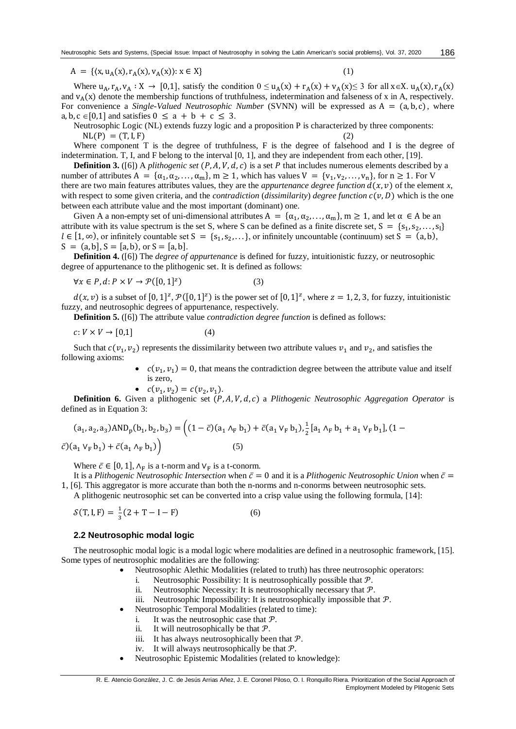$$A = \{\langle x, u_A(x), r_A(x), v_A(x)\rangle : x \in X\} \quad (1)$$

Where $u_A, r_A, v_A : X \rightarrow [0,1]$, satisfy the condition $0 \leq u_A(x) + r_A(x) + v_A(x) \leq 3$ for all $x \in X$. $u_A(x), r_A(x)$ and $v_A(x)$ denote the membership functions of truthfulness, indetermination and falseness of x in A, respectively. For convenience a *Single-Valued Neutrosophic Number* (SVNN) will be expressed as $A = (a, b, c)$, where $a, b, c \in [0,1]$ and satisfies $0 \leq a + b + c \leq 3$.

Neutrosophic Logic (NL) extends fuzzy logic and a proposition P is characterized by three components:

$$NL(P) = (T, I, F) \quad (2)$$

Where component T is the degree of truthfulness, F is the degree of falsehood and I is the degree of indetermination. T, I, and F belong to the interval [0, 1], and they are independent from each other, [19].

**Definition 3.** ([6]) A *plithogenic set* $(P, A, V, d, c)$ is a set $P$ that includes numerous elements described by a number of attributes $A = \{\alpha_1, \alpha_2, \ldots, \alpha_m\}$, $m \geq 1$, which has values $V = \{v_1, v_2, \ldots, v_n\}$, for $n \geq 1$. For V there are two main features attributes values, they are the *appurtenance degree function* $d(x, v)$ of the element *x*, with respect to some given criteria, and the *contradiction* (*dissimilarity*) *degree function* $c(v, D)$ which is the one between each attribute value and the most important (dominant) one.

Given A a non-empty set of uni-dimensional attributes $A = \{\alpha_1, \alpha_2, \ldots, \alpha_m\}$, $m \geq 1$, and let $\alpha \in A$ be an attribute with its value spectrum is the set S, where S can be defined as a finite discrete set, $S = \{s_1, s_2, \ldots, s_l\}$ $l \in [1, \infty)$, or infinitely countable set $S = \{s_1, s_2, \ldots\}$, or infinitely uncountable (continuum) set $S = (a, b)$, $S = (a, b]$, $S = [a, b)$, or $S = [a, b]$.

**Definition 4.** ([6]) The *degree of appurtenance* is defined for fuzzy, intuitionistic fuzzy, or neutrosophic degree of appurtenance to the plithogenic set. It is defined as follows:

$$\forall x \in P, d: P \times V \rightarrow \mathcal{P}([0,1]^z) \quad (3)$$

$d(x, v)$ is a subset of $[0,1]^z$, $\mathcal{P}([0,1]^z)$ is the power set of $[0,1]^z$, where $z = 1, 2, 3$, for fuzzy, intuitionistic fuzzy, and neutrosophic degrees of appurtenance, respectively.

**Definition 5.** ([6]) The attribute value *contradiction degree function* is defined as follows:

$$c: V \times V \rightarrow [0,1] \quad (4)$$

Such that $c(v_1, v_2)$ represents the dissimilarity between two attribute values $v_1$ and $v_2$, and satisfies the following axioms:

- $c(v_1, v_1) = 0$, that means the contradiction degree between the attribute value and itself is zero,
- $c(v_1, v_2) = c(v_2, v_1)$.

**Definition 6.** Given a plithogenic set $(P, A, V, d, c)$ a *Plithogenic Neutrosophic Aggregation Operator* is defined as in Equation 3:

$$(a_1, a_2, a_3)\text{AND}_p(b_1, b_2, b_3) = \left((1 - \bar{c})(a_1 \wedge_F b_1) + \bar{c}(a_1 \vee_F b_1), \frac{1}{2}[a_1 \wedge_F b_1 + a_1 \vee_F b_1], (1 - \bar{c})(a_1 \vee_F b_1) + \bar{c}(a_1 \wedge_F b_1)\right) \quad (5)$$

Where $\bar{c} \in [0, 1]$, $\wedge_F$ is a t-norm and $\vee_F$ is a t-conorm.

It is a *Plithogenic Neutrosophic Intersection* when $\bar{c} = 0$ and it is a *Plithogenic Neutrosophic Union* when $\bar{c} = 1$, [6]. This aggregator is more accurate than both the n-norms and n-conorms between neutrosophic sets.

A plithogenic neutrosophic set can be converted into a crisp value using the following formula, [14]:

$$\mathcal{S}(T, I, F) = \frac{1}{3}(2 + T - I - F) \quad (6)$$

### 2.2 Neutrosophic modal logic

The neutrosophic modal logic is a modal logic where modalities are defined in a neutrosophic framework, [15]. Some types of neutrosophic modalities are the following:

- Neutrosophic Alethic Modalities (related to truth) has three neutrosophic operators:
  i. Neutrosophic Possibility: It is neutrosophically possible that $\mathcal{P}$.
  ii. Neutrosophic Necessity: It is neutrosophically necessary that $\mathcal{P}$.
  iii. Neutrosophic Impossibility: It is neutrosophically impossible that $\mathcal{P}$.
- Neutrosophic Temporal Modalities (related to time):
  i. It was the neutrosophic case that $\mathcal{P}$.
  ii. It will neutrosophically be that $\mathcal{P}$.
  iii. It has always neutrosophically been that $\mathcal{P}$.
  iv. It will always neutrosophically be that $\mathcal{P}$.
- Neutrosophic Epistemic Modalities (related to knowledge):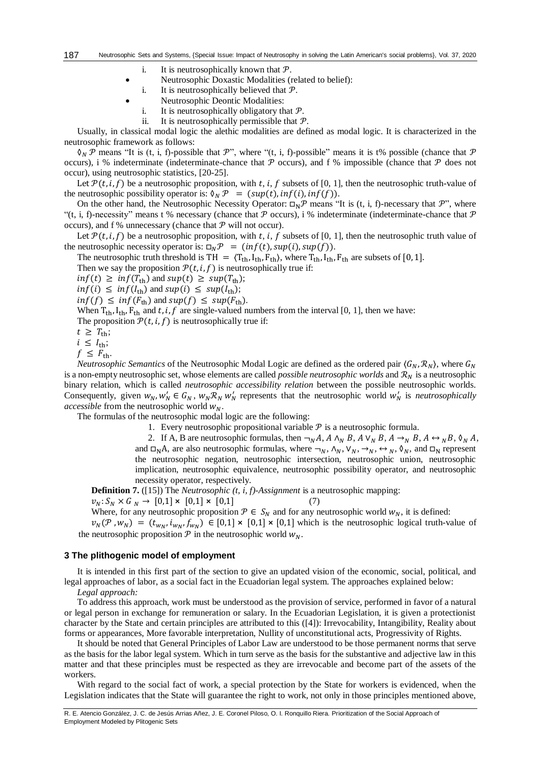i. It is neutrosophically known that $\mathcal{P}$.

- Neutrosophic Doxastic Modalities (related to belief):

  i. It is neutrosophically believed that $\mathcal{P}$.

- Neutrosophic Deontic Modalities:

  i. It is neutrosophically obligatory that $\mathcal{P}$.

  ii. It is neutrosophically permissible that $\mathcal{P}$.

Usually, in classical modal logic the alethic modalities are defined as modal logic. It is characterized in the neutrosophic framework as follows:

$\Diamond_N \mathcal{P}$ means "It is (t, i, f)-possible that $\mathcal{P}$", where "(t, i, f)-possible" means it is t% possible (chance that $\mathcal{P}$ occurs), i % indeterminate (indeterminate-chance that $\mathcal{P}$ occurs), and f % impossible (chance that $\mathcal{P}$ does not occur), using neutrosophic statistics, [20-25].

Let $\mathcal{P}(t, i, f)$ be a neutrosophic proposition, with $t, i, f$ subsets of [0, 1], then the neutrosophic truth-value of the neutrosophic possibility operator is: $\Diamond_N \mathcal{P} = (sup(t), inf(i), inf(f))$.

On the other hand, the Neutrosophic Necessity Operator: $\square_N \mathcal{P}$ means "It is (t, i, f)-necessary that $\mathcal{P}$", where "(t, i, f)-necessity" means t % necessary (chance that $\mathcal{P}$ occurs), i % indeterminate (indeterminate-chance that $\mathcal{P}$ occurs), and f % unnecessary (chance that $\mathcal{P}$ will not occur).

Let $\mathcal{P}(t, i, f)$ be a neutrosophic proposition, with $t, i, f$ subsets of [0, 1], then the neutrosophic truth value of the neutrosophic necessity operator is: $\square_N \mathcal{P} = (inf(t), sup(i), sup(f))$.

The neutrosophic truth threshold is $\mathrm{TH} = \langle \mathrm{T_{th}}, \mathrm{I_{th}}, \mathrm{F_{th}} \rangle$, where $\mathrm{T_{th}}, \mathrm{I_{th}}, \mathrm{F_{th}}$ are subsets of $[0, 1]$.

Then we say the proposition $\mathcal{P}(t, i, f)$ is neutrosophically true if:

$inf(t) \geq inf(T_{\mathrm{th}})$ and $sup(t) \geq sup(T_{\mathrm{th}})$;

$inf(i) \leq inf(I_{\mathrm{th}})$ and $sup(i) \leq sup(I_{\mathrm{th}})$;

$inf(f) \leq inf(F_{\mathrm{th}})$ and $sup(f) \leq sup(F_{\mathrm{th}})$.

When $\mathrm{T_{th}}, \mathrm{I_{th}}, \mathrm{F_{th}}$ and $t, i, f$ are single-valued numbers from the interval [0, 1], then we have:

The proposition $\mathcal{P}(t, i, f)$ is neutrosophically true if:

$t \geq T_{\mathrm{th}}$;

$i \leq I_{\mathrm{th}}$;

$f \leq F_{\mathrm{th}}$.

*Neutrosophic Semantics* of the Neutrosophic Modal Logic are defined as the ordered pair $\langle G_N, \mathcal{R}_N \rangle$, where $G_N$ is a non-empty neutrosophic set, whose elements are called *possible neutrosophic worlds* and $\mathcal{R}_N$ is a neutrosophic binary relation, which is called *neutrosophic accessibility relation* between the possible neutrosophic worlds. Consequently, given $w_N, w'_N \in G_N$, $w_N \mathcal{R}_N w'_N$ represents that the neutrosophic world $w'_N$ is *neutrosophically accessible* from the neutrosophic world $w_N$.

The formulas of the neutrosophic modal logic are the following:

1. Every neutrosophic propositional variable $\mathcal{P}$ is a neutrosophic formula.
2. If A, B are neutrosophic formulas, then $\neg_N A$, $A \wedge_N B$, $A \vee_N B$, $A \rightarrow_N B$, $A \leftrightarrow_N B$, $\Diamond_N A$, and $\square_N A$, are also neutrosophic formulas, where $\neg_N, \wedge_N, \vee_N, \rightarrow_N, \leftrightarrow_N, \Diamond_N$, and $\square_N$ represent the neutrosophic negation, neutrosophic intersection, neutrosophic union, neutrosophic implication, neutrosophic equivalence, neutrosophic possibility operator, and neutrosophic necessity operator, respectively.

**Definition 7.** ([15]) The *Neutrosophic (t, i, f)-Assignment* is a neutrosophic mapping:

$$v_N: S_N \times G_N \rightarrow [0,1] \times [0,1] \times [0,1] \qquad (7)$$

Where, for any neutrosophic proposition $\mathcal{P} \in S_N$ and for any neutrosophic world $w_N$, it is defined:

$v_N(\mathcal{P}, w_N) = (t_{w_N}, i_{w_N}, f_{w_N}) \in [0,1] \times [0,1] \times [0,1]$ which is the neutrosophic logical truth-value of the neutrosophic proposition $\mathcal{P}$ in the neutrosophic world $w_N$.

## 3 The plithogenic model of employment

It is intended in this first part of the section to give an updated vision of the economic, social, political, and legal approaches of labor, as a social fact in the Ecuadorian legal system. The approaches explained below:

*Legal approach:*

To address this approach, work must be understood as the provision of service, performed in favor of a natural or legal person in exchange for remuneration or salary. In the Ecuadorian Legislation, it is given a protectionist character by the State and certain principles are attributed to this ([4]): Irrevocability, Intangibility, Reality about forms or appearances, More favorable interpretation, Nullity of unconstitutional acts, Progressivity of Rights.

It should be noted that General Principles of Labor Law are understood to be those permanent norms that serve as the basis for the labor legal system. Which in turn serve as the basis for the substantive and adjective law in this matter and that these principles must be respected as they are irrevocable and become part of the assets of the workers.

With regard to the social fact of work, a special protection by the State for workers is evidenced, when the Legislation indicates that the State will guarantee the right to work, not only in those principles mentioned above,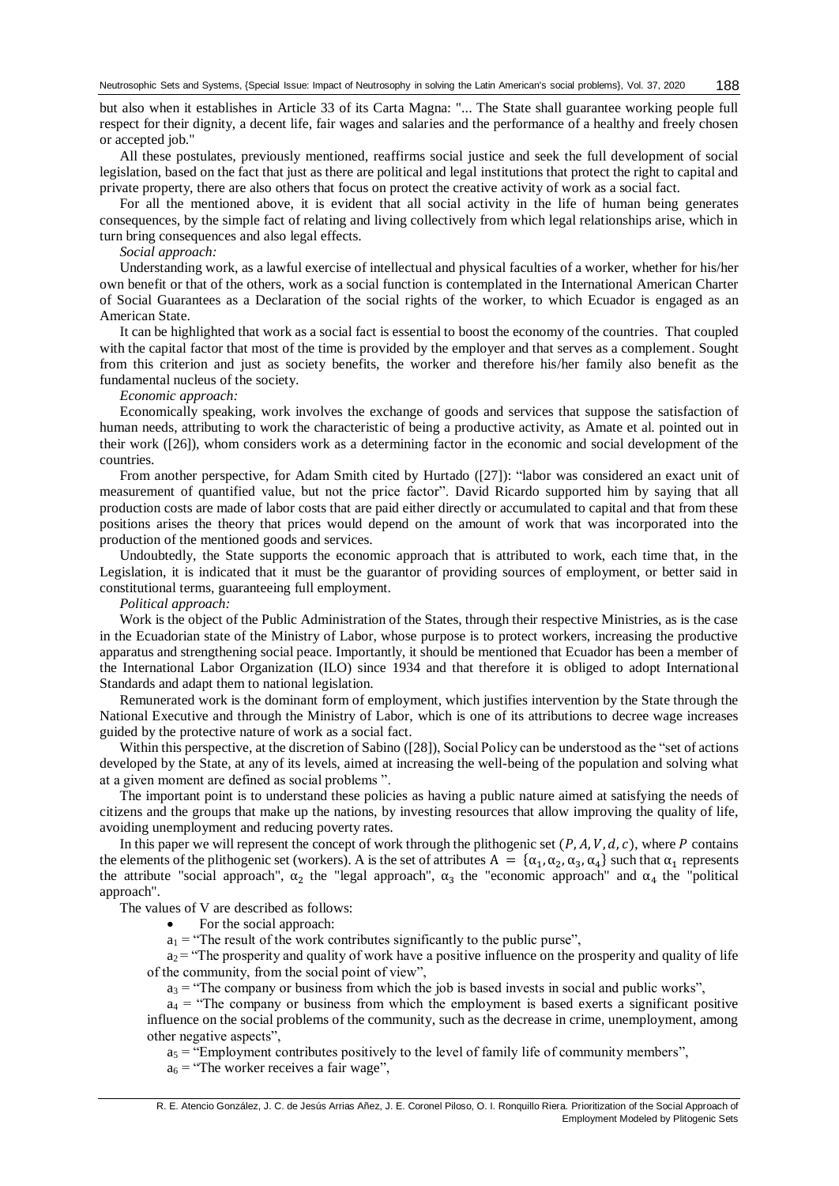but also when it establishes in Article 33 of its Carta Magna: "... The State shall guarantee working people full respect for their dignity, a decent life, fair wages and salaries and the performance of a healthy and freely chosen or accepted job."

All these postulates, previously mentioned, reaffirms social justice and seek the full development of social legislation, based on the fact that just as there are political and legal institutions that protect the right to capital and private property, there are also others that focus on protect the creative activity of work as a social fact.

For all the mentioned above, it is evident that all social activity in the life of human being generates consequences, by the simple fact of relating and living collectively from which legal relationships arise, which in turn bring consequences and also legal effects.

*Social approach:*

Understanding work, as a lawful exercise of intellectual and physical faculties of a worker, whether for his/her own benefit or that of the others, work as a social function is contemplated in the International American Charter of Social Guarantees as a Declaration of the social rights of the worker, to which Ecuador is engaged as an American State.

It can be highlighted that work as a social fact is essential to boost the economy of the countries. That coupled with the capital factor that most of the time is provided by the employer and that serves as a complement. Sought from this criterion and just as society benefits, the worker and therefore his/her family also benefit as the fundamental nucleus of the society.

*Economic approach:*

Economically speaking, work involves the exchange of goods and services that suppose the satisfaction of human needs, attributing to work the characteristic of being a productive activity, as Amate et al. pointed out in their work ([26]), whom considers work as a determining factor in the economic and social development of the countries.

From another perspective, for Adam Smith cited by Hurtado ([27]): "labor was considered an exact unit of measurement of quantified value, but not the price factor". David Ricardo supported him by saying that all production costs are made of labor costs that are paid either directly or accumulated to capital and that from these positions arises the theory that prices would depend on the amount of work that was incorporated into the production of the mentioned goods and services.

Undoubtedly, the State supports the economic approach that is attributed to work, each time that, in the Legislation, it is indicated that it must be the guarantor of providing sources of employment, or better said in constitutional terms, guaranteeing full employment.

*Political approach:*

Work is the object of the Public Administration of the States, through their respective Ministries, as is the case in the Ecuadorian state of the Ministry of Labor, whose purpose is to protect workers, increasing the productive apparatus and strengthening social peace. Importantly, it should be mentioned that Ecuador has been a member of the International Labor Organization (ILO) since 1934 and that therefore it is obliged to adopt International Standards and adapt them to national legislation.

Remunerated work is the dominant form of employment, which justifies intervention by the State through the National Executive and through the Ministry of Labor, which is one of its attributions to decree wage increases guided by the protective nature of work as a social fact.

Within this perspective, at the discretion of Sabino ([28]), Social Policy can be understood as the "set of actions developed by the State, at any of its levels, aimed at increasing the well-being of the population and solving what at a given moment are defined as social problems ".

The important point is to understand these policies as having a public nature aimed at satisfying the needs of citizens and the groups that make up the nations, by investing resources that allow improving the quality of life, avoiding unemployment and reducing poverty rates.

In this paper we will represent the concept of work through the plithogenic set $(P, A, V, d, c)$, where $P$ contains the elements of the plithogenic set (workers). A is the set of attributes $A = \{\alpha_1, \alpha_2, \alpha_3, \alpha_4\}$ such that $\alpha_1$ represents the attribute "social approach", $\alpha_2$ the "legal approach", $\alpha_3$ the "economic approach" and $\alpha_4$ the "political approach".

The values of V are described as follows:

- For the social approach:

  $a_1$ = "The result of the work contributes significantly to the public purse",

  $a_2$ = "The prosperity and quality of work have a positive influence on the prosperity and quality of life of the community, from the social point of view",

  $a_3$ = "The company or business from which the job is based invests in social and public works",

  $a_4$ = "The company or business from which the employment is based exerts a significant positive influence on the social problems of the community, such as the decrease in crime, unemployment, among other negative aspects",

  $a_5$ = "Employment contributes positively to the level of family life of community members",

  $a_6$ = "The worker receives a fair wage",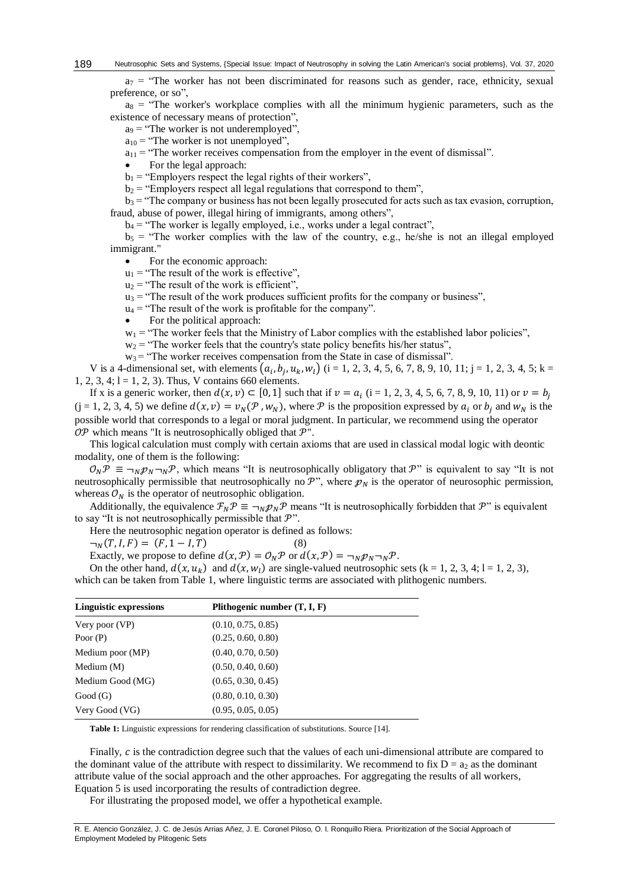$a_7$ = "The worker has not been discriminated for reasons such as gender, race, ethnicity, sexual preference, or so",

$a_8$ = "The worker's workplace complies with all the minimum hygienic parameters, such as the existence of necessary means of protection",

$a_9$ = "The worker is not underemployed",

$a_{10}$ = "The worker is not unemployed",

$a_{11}$ = "The worker receives compensation from the employer in the event of dismissal".

- For the legal approach:

$b_1$ = "Employers respect the legal rights of their workers",

$b_2$ = "Employers respect all legal regulations that correspond to them",

$b_3$ = "The company or business has not been legally prosecuted for acts such as tax evasion, corruption, fraud, abuse of power, illegal hiring of immigrants, among others",

$b_4$ = "The worker is legally employed, i.e., works under a legal contract",

$b_5$ = "The worker complies with the law of the country, e.g., he/she is not an illegal employed immigrant."

- For the economic approach:

$u_1$ = "The result of the work is effective",

$u_2$ = "The result of the work is efficient",

$u_3$ = "The result of the work produces sufficient profits for the company or business",

$u_4$ = "The result of the work is profitable for the company".

- For the political approach:

$w_1$ = "The worker feels that the Ministry of Labor complies with the established labor policies",

$w_2$ = "The worker feels that the country's state policy benefits his/her status",

$w_3$ = "The worker receives compensation from the State in case of dismissal".

V is a 4-dimensional set, with elements $(a_i, b_j, u_k, w_l)$ (i = 1, 2, 3, 4, 5, 6, 7, 8, 9, 10, 11; j = 1, 2, 3, 4, 5; k = 1, 2, 3, 4; l = 1, 2, 3). Thus, V contains 660 elements.

If x is a generic worker, then $d(x, v) \subset [0, 1]$ such that if $v = a_i$ (i = 1, 2, 3, 4, 5, 6, 7, 8, 9, 10, 11) or $v = b_j$ (j = 1, 2, 3, 4, 5) we define $d(x, v) = v_N(\mathcal{P}, w_N)$, where $\mathcal{P}$ is the proposition expressed by $a_i$ or $b_j$ and $w_N$ is the possible world that corresponds to a legal or moral judgment. In particular, we recommend using the operator $\mathcal{OP}$ which means "It is neutrosophically obliged that $\mathcal{P}$".

This logical calculation must comply with certain axioms that are used in classical modal logic with deontic modality, one of them is the following:

$\mathcal{O}_N\mathcal{P} \equiv \neg_N \mathcal{p}_N \neg_N \mathcal{P}$, which means "It is neutrosophically obligatory that $\mathcal{P}$" is equivalent to say "It is not neutrosophically permissible that neutrosophically no $\mathcal{P}$", where $\mathcal{p}_N$ is the operator of neurosophic permission, whereas $\mathcal{O}_N$ is the operator of neutrosophic obligation.

Additionally, the equivalence $\mathcal{F}_N\mathcal{P} \equiv \neg_N \mathcal{p}_N \mathcal{P}$ means "It is neutrosophically forbidden that $\mathcal{P}$" is equivalent to say "It is not neutrosophically permissible that $\mathcal{P}$".

Here the neutrosophic negation operator is defined as follows:

$$\neg_N(T, I, F) = (F, 1 - I, T) \quad (8)$$

Exactly, we propose to define $d(x, \mathcal{P}) = \mathcal{O}_N\mathcal{P}$ or $d(x, \mathcal{P}) = \neg_N \mathcal{p}_N \neg_N \mathcal{P}$.

On the other hand, $d(x, u_k)$ and $d(x, w_l)$ are single-valued neutrosophic sets (k = 1, 2, 3, 4; l = 1, 2, 3), which can be taken from Table 1, where linguistic terms are associated with plithogenic numbers.

| Linguistic expressions | Plithogenic number (T, I, F) |
|---|---|
| Very poor (VP) | (0.10, 0.75, 0.85) |
| Poor (P) | (0.25, 0.60, 0.80) |
| Medium poor (MP) | (0.40, 0.70, 0.50) |
| Medium (M) | (0.50, 0.40, 0.60) |
| Medium Good (MG) | (0.65, 0.30, 0.45) |
| Good (G) | (0.80, 0.10, 0.30) |
| Very Good (VG) | (0.95, 0.05, 0.05) |

**Table 1:** Linguistic expressions for rendering classification of substitutions. Source [14].

Finally, $c$ is the contradiction degree such that the values of each uni-dimensional attribute are compared to the dominant value of the attribute with respect to dissimilarity. We recommend to fix D = $a_2$ as the dominant attribute value of the social approach and the other approaches. For aggregating the results of all workers, Equation 5 is used incorporating the results of contradiction degree.

For illustrating the proposed model, we offer a hypothetical example.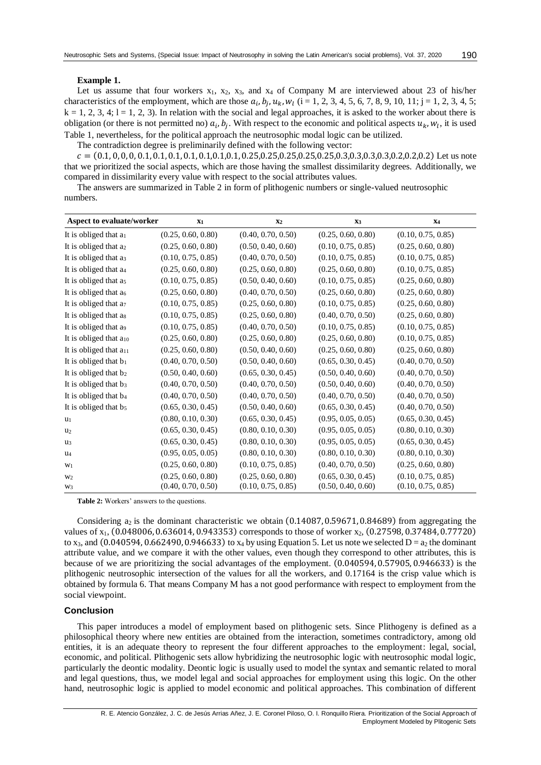**Example 1.**

Let us assume that four workers $x_1$, $x_2$, $x_3$, and $x_4$ of Company M are interviewed about 23 of his/her characteristics of the employment, which are those $a_i, b_j, u_k, w_l$ (i = 1, 2, 3, 4, 5, 6, 7, 8, 9, 10, 11; j = 1, 2, 3, 4, 5; k = 1, 2, 3, 4; l = 1, 2, 3). In relation with the social and legal approaches, it is asked to the worker about there is obligation (or there is not permitted no) $a_i, b_j$. With respect to the economic and political aspects $u_k, w_l$, it is used Table 1, nevertheless, for the political approach the neutrosophic modal logic can be utilized.

The contradiction degree is preliminarily defined with the following vector:

$c = (0.1, 0, 0, 0, 0.1, 0.1, 0.1, 0.1, 0.1, 0.1, 0.1, 0.25, 0.25, 0.25, 0.25, 0.25, 0.3, 0.3, 0.3, 0.3, 0.2, 0.2, 0.2)$ Let us note that we prioritized the social aspects, which are those having the smallest dissimilarity degrees. Additionally, we compared in dissimilarity every value with respect to the social attributes values.

The answers are summarized in Table 2 in form of plithogenic numbers or single-valued neutrosophic numbers.

| Aspect to evaluate/worker | $x_1$ | $x_2$ | $x_3$ | $x_4$ |
|---|---|---|---|---|
| It is obliged that $a_1$ | (0.25, 0.60, 0.80) | (0.40, 0.70, 0.50) | (0.25, 0.60, 0.80) | (0.10, 0.75, 0.85) |
| It is obliged that $a_2$ | (0.25, 0.60, 0.80) | (0.50, 0.40, 0.60) | (0.10, 0.75, 0.85) | (0.25, 0.60, 0.80) |
| It is obliged that $a_3$ | (0.10, 0.75, 0.85) | (0.40, 0.70, 0.50) | (0.10, 0.75, 0.85) | (0.10, 0.75, 0.85) |
| It is obliged that $a_4$ | (0.25, 0.60, 0.80) | (0.25, 0.60, 0.80) | (0.25, 0.60, 0.80) | (0.10, 0.75, 0.85) |
| It is obliged that $a_5$ | (0.10, 0.75, 0.85) | (0.50, 0.40, 0.60) | (0.10, 0.75, 0.85) | (0.25, 0.60, 0.80) |
| It is obliged that $a_6$ | (0.25, 0.60, 0.80) | (0.40, 0.70, 0.50) | (0.25, 0.60, 0.80) | (0.25, 0.60, 0.80) |
| It is obliged that $a_7$ | (0.10, 0.75, 0.85) | (0.25, 0.60, 0.80) | (0.10, 0.75, 0.85) | (0.25, 0.60, 0.80) |
| It is obliged that $a_8$ | (0.10, 0.75, 0.85) | (0.25, 0.60, 0.80) | (0.40, 0.70, 0.50) | (0.25, 0.60, 0.80) |
| It is obliged that $a_9$ | (0.10, 0.75, 0.85) | (0.40, 0.70, 0.50) | (0.10, 0.75, 0.85) | (0.10, 0.75, 0.85) |
| It is obliged that $a_{10}$ | (0.25, 0.60, 0.80) | (0.25, 0.60, 0.80) | (0.25, 0.60, 0.80) | (0.10, 0.75, 0.85) |
| It is obliged that $a_{11}$ | (0.25, 0.60, 0.80) | (0.50, 0.40, 0.60) | (0.25, 0.60, 0.80) | (0.25, 0.60, 0.80) |
| It is obliged that $b_1$ | (0.40, 0.70, 0.50) | (0.50, 0.40, 0.60) | (0.65, 0.30, 0.45) | (0.40, 0.70, 0.50) |
| It is obliged that $b_2$ | (0.50, 0.40, 0.60) | (0.65, 0.30, 0.45) | (0.50, 0.40, 0.60) | (0.40, 0.70, 0.50) |
| It is obliged that $b_3$ | (0.40, 0.70, 0.50) | (0.40, 0.70, 0.50) | (0.50, 0.40, 0.60) | (0.40, 0.70, 0.50) |
| It is obliged that $b_4$ | (0.40, 0.70, 0.50) | (0.40, 0.70, 0.50) | (0.40, 0.70, 0.50) | (0.40, 0.70, 0.50) |
| It is obliged that $b_5$ | (0.65, 0.30, 0.45) | (0.50, 0.40, 0.60) | (0.65, 0.30, 0.45) | (0.40, 0.70, 0.50) |
| $u_1$ | (0.80, 0.10, 0.30) | (0.65, 0.30, 0.45) | (0.95, 0.05, 0.05) | (0.65, 0.30, 0.45) |
| $u_2$ | (0.65, 0.30, 0.45) | (0.80, 0.10, 0.30) | (0.95, 0.05, 0.05) | (0.80, 0.10, 0.30) |
| $u_3$ | (0.65, 0.30, 0.45) | (0.80, 0.10, 0.30) | (0.95, 0.05, 0.05) | (0.65, 0.30, 0.45) |
| $u_4$ | (0.95, 0.05, 0.05) | (0.80, 0.10, 0.30) | (0.80, 0.10, 0.30) | (0.80, 0.10, 0.30) |
| $w_1$ | (0.25, 0.60, 0.80) | (0.10, 0.75, 0.85) | (0.40, 0.70, 0.50) | (0.25, 0.60, 0.80) |
| $w_2$ | (0.25, 0.60, 0.80) | (0.25, 0.60, 0.80) | (0.65, 0.30, 0.45) | (0.10, 0.75, 0.85) |
| $w_3$ | (0.40, 0.70, 0.50) | (0.10, 0.75, 0.85) | (0.50, 0.40, 0.60) | (0.10, 0.75, 0.85) |

**Table 2:** Workers' answers to the questions.

Considering $a_2$ is the dominant characteristic we obtain $(0.14087, 0.59671, 0.84689)$ from aggregating the values of $x_1$, $(0.048006, 0.636014, 0.943353)$ corresponds to those of worker $x_2$, $(0.27598, 0.37484, 0.77720)$ to $x_3$, and $(0.040594, 0.662490, 0.946633)$ to $x_4$ by using Equation 5. Let us note we selected $D = a_2$ the dominant attribute value, and we compare it with the other values, even though they correspond to other attributes, this is because of we are prioritizing the social advantages of the employment. $(0.040594, 0.57905, 0.946633)$ is the plithogenic neutrosophic intersection of the values for all the workers, and 0.17164 is the crisp value which is obtained by formula 6. That means Company M has a not good performance with respect to employment from the social viewpoint.

## Conclusion

This paper introduces a model of employment based on plithogenic sets. Since Plithogeny is defined as a philosophical theory where new entities are obtained from the interaction, sometimes contradictory, among old entities, it is an adequate theory to represent the four different approaches to the employment: legal, social, economic, and political. Plithogenic sets allow hybridizing the neutrosophic logic with neutrosophic modal logic, particularly the deontic modality. Deontic logic is usually used to model the syntax and semantic related to moral and legal questions, thus, we model legal and social approaches for employment using this logic. On the other hand, neutrosophic logic is applied to model economic and political approaches. This combination of different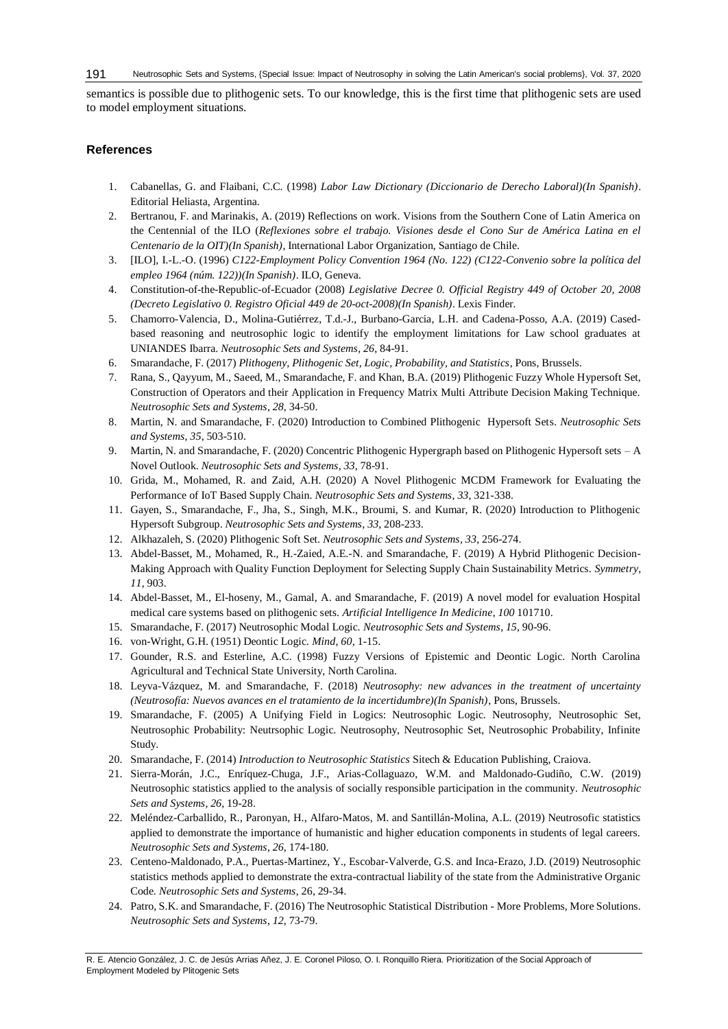semantics is possible due to plithogenic sets. To our knowledge, this is the first time that plithogenic sets are used to model employment situations.

## References

1. Cabanellas, G. and Flaibani, C.C. (1998) *Labor Law Dictionary (Diccionario de Derecho Laboral)(In Spanish)*. Editorial Heliasta, Argentina.
2. Bertranou, F. and Marinakis, A. (2019) Reflections on work. Visions from the Southern Cone of Latin America on the Centennial of the ILO (*Reflexiones sobre el trabajo. Visiones desde el Cono Sur de América Latina en el Centenario de la OIT)(In Spanish)*, International Labor Organization, Santiago de Chile.
3. [ILO], I.-L.-O. (1996) *C122-Employment Policy Convention 1964 (No. 122) (C122-Convenio sobre la política del empleo 1964 (núm. 122))(In Spanish)*. ILO, Geneva.
4. Constitution-of-the-Republic-of-Ecuador (2008) *Legislative Decree 0. Official Registry 449 of October 20, 2008 (Decreto Legislativo 0. Registro Oficial 449 de 20-oct-2008)(In Spanish)*. Lexis Finder.
5. Chamorro-Valencia, D., Molina-Gutiérrez, T.d.-J., Burbano-Garcia, L.H. and Cadena-Posso, A.A. (2019) Cased-based reasoning and neutrosophic logic to identify the employment limitations for Law school graduates at UNIANDES Ibarra. *Neutrosophic Sets and Systems*, *26*, 84-91.
6. Smarandache, F. (2017) *Plithogeny, Plithogenic Set, Logic, Probability, and Statistics*, Pons, Brussels.
7. Rana, S., Qayyum, M., Saeed, M., Smarandache, F. and Khan, B.A. (2019) Plithogenic Fuzzy Whole Hypersoft Set, Construction of Operators and their Application in Frequency Matrix Multi Attribute Decision Making Technique. *Neutrosophic Sets and Systems*, *28*, 34-50.
8. Martin, N. and Smarandache, F. (2020) Introduction to Combined Plithogenic Hypersoft Sets. *Neutrosophic Sets and Systems*, *35*, 503-510.
9. Martin, N. and Smarandache, F. (2020) Concentric Plithogenic Hypergraph based on Plithogenic Hypersoft sets – A Novel Outlook. *Neutrosophic Sets and Systems*, *33*, 78-91.
10. Grida, M., Mohamed, R. and Zaid, A.H. (2020) A Novel Plithogenic MCDM Framework for Evaluating the Performance of IoT Based Supply Chain. *Neutrosophic Sets and Systems*, *33*, 321-338.
11. Gayen, S., Smarandache, F., Jha, S., Singh, M.K., Broumi, S. and Kumar, R. (2020) Introduction to Plithogenic Hypersoft Subgroup. *Neutrosophic Sets and Systems*, *33*, 208-233.
12. Alkhazaleh, S. (2020) Plithogenic Soft Set. *Neutrosophic Sets and Systems*, *33*, 256-274.
13. Abdel-Basset, M., Mohamed, R., H.-Zaied, A.E.-N. and Smarandache, F. (2019) A Hybrid Plithogenic Decision-Making Approach with Quality Function Deployment for Selecting Supply Chain Sustainability Metrics. *Symmetry*, *11*, 903.
14. Abdel-Basset, M., El-hoseny, M., Gamal, A. and Smarandache, F. (2019) A novel model for evaluation Hospital medical care systems based on plithogenic sets. *Artificial Intelligence In Medicine*, *100* 101710.
15. Smarandache, F. (2017) Neutrosophic Modal Logic. *Neutrosophic Sets and Systems*, *15*, 90-96.
16. von-Wright, G.H. (1951) Deontic Logic. *Mind*, *60*, 1-15.
17. Gounder, R.S. and Esterline, A.C. (1998) Fuzzy Versions of Epistemic and Deontic Logic. North Carolina Agricultural and Technical State University, North Carolina.
18. Leyva-Vázquez, M. and Smarandache, F. (2018) *Neutrosophy: new advances in the treatment of uncertainty (Neutrosofía: Nuevos avances en el tratamiento de la incertidumbre)(In Spanish)*, Pons, Brussels.
19. Smarandache, F. (2005) A Unifying Field in Logics: Neutrosophic Logic. Neutrosophy, Neutrosophic Set, Neutrosophic Probability: Neutrsophic Logic. Neutrosophy, Neutrosophic Set, Neutrosophic Probability, Infinite Study.
20. Smarandache, F. (2014) *Introduction to Neutrosophic Statistics* Sitech & Education Publishing, Craiova.
21. Sierra-Morán, J.C., Enríquez-Chuga, J.F., Arias-Collaguazo, W.M. and Maldonado-Gudiño, C.W. (2019) Neutrosophic statistics applied to the analysis of socially responsible participation in the community. *Neutrosophic Sets and Systems*, *26*, 19-28.
22. Meléndez-Carballido, R., Paronyan, H., Alfaro-Matos, M. and Santillán-Molina, A.L. (2019) Neutrosofic statistics applied to demonstrate the importance of humanistic and higher education components in students of legal careers. *Neutrosophic Sets and Systems*, *26*, 174-180.
23. Centeno-Maldonado, P.A., Puertas-Martinez, Y., Escobar-Valverde, G.S. and Inca-Erazo, J.D. (2019) Neutrosophic statistics methods applied to demonstrate the extra-contractual liability of the state from the Administrative Organic Code. *Neutrosophic Sets and Systems*, 26, 29-34.
24. Patro, S.K. and Smarandache, F. (2016) The Neutrosophic Statistical Distribution - More Problems, More Solutions. *Neutrosophic Sets and Systems*, *12*, 73-79.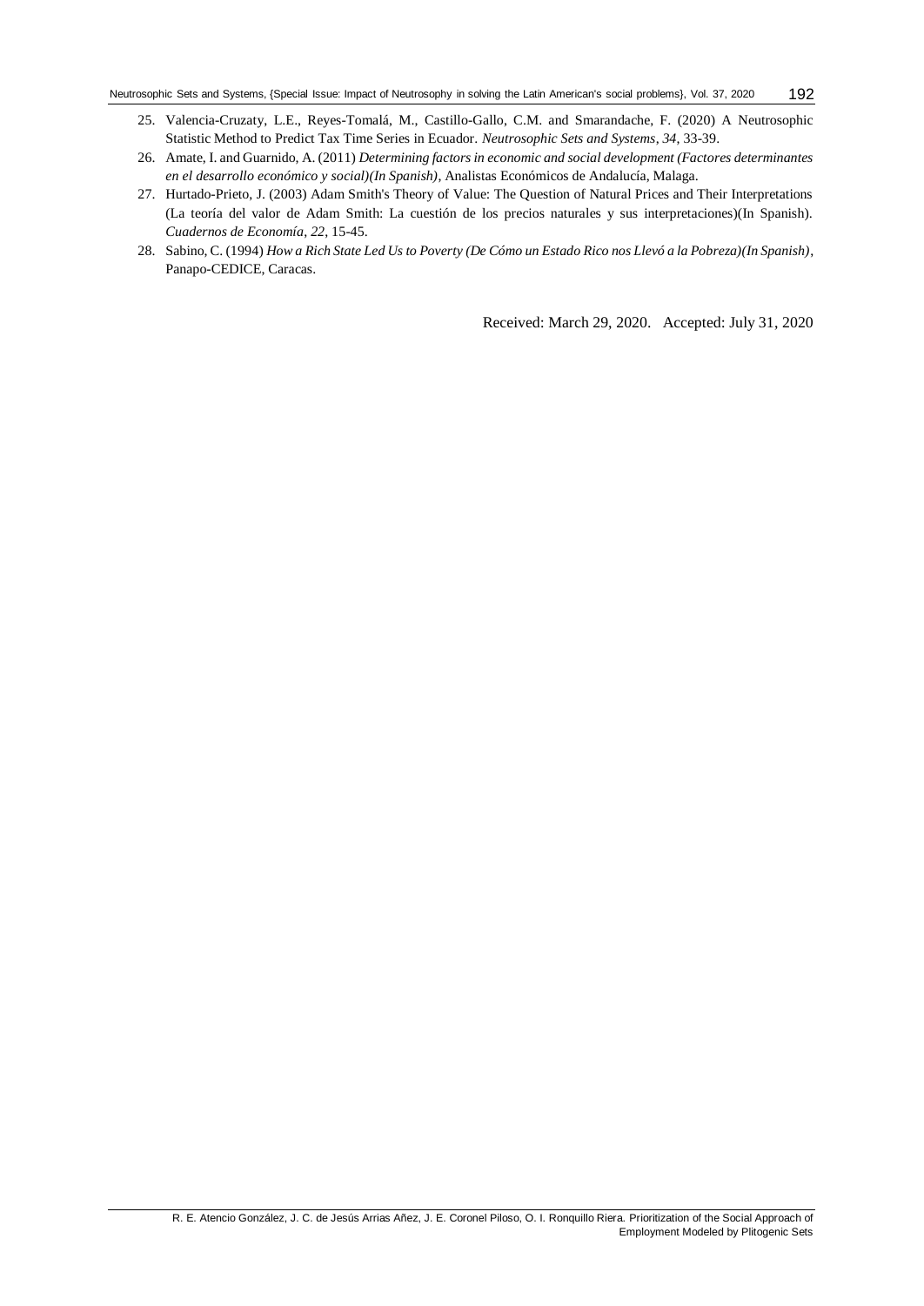25. Valencia-Cruzaty, L.E., Reyes-Tomalá, M., Castillo-Gallo, C.M. and Smarandache, F. (2020) A Neutrosophic Statistic Method to Predict Tax Time Series in Ecuador. *Neutrosophic Sets and Systems*, *34*, 33-39.
26. Amate, I. and Guarnido, A. (2011) *Determining factors in economic and social development (Factores determinantes en el desarrollo económico y social)(In Spanish)*, Analistas Económicos de Andalucía, Malaga.
27. Hurtado-Prieto, J. (2003) Adam Smith's Theory of Value: The Question of Natural Prices and Their Interpretations (La teoría del valor de Adam Smith: La cuestión de los precios naturales y sus interpretaciones)(In Spanish). *Cuadernos de Economía*, *22*, 15-45.
28. Sabino, C. (1994) *How a Rich State Led Us to Poverty (De Cómo un Estado Rico nos Llevó a la Pobreza)(In Spanish)*, Panapo-CEDICE, Caracas.

Received: March 29, 2020. Accepted: July 31, 2020